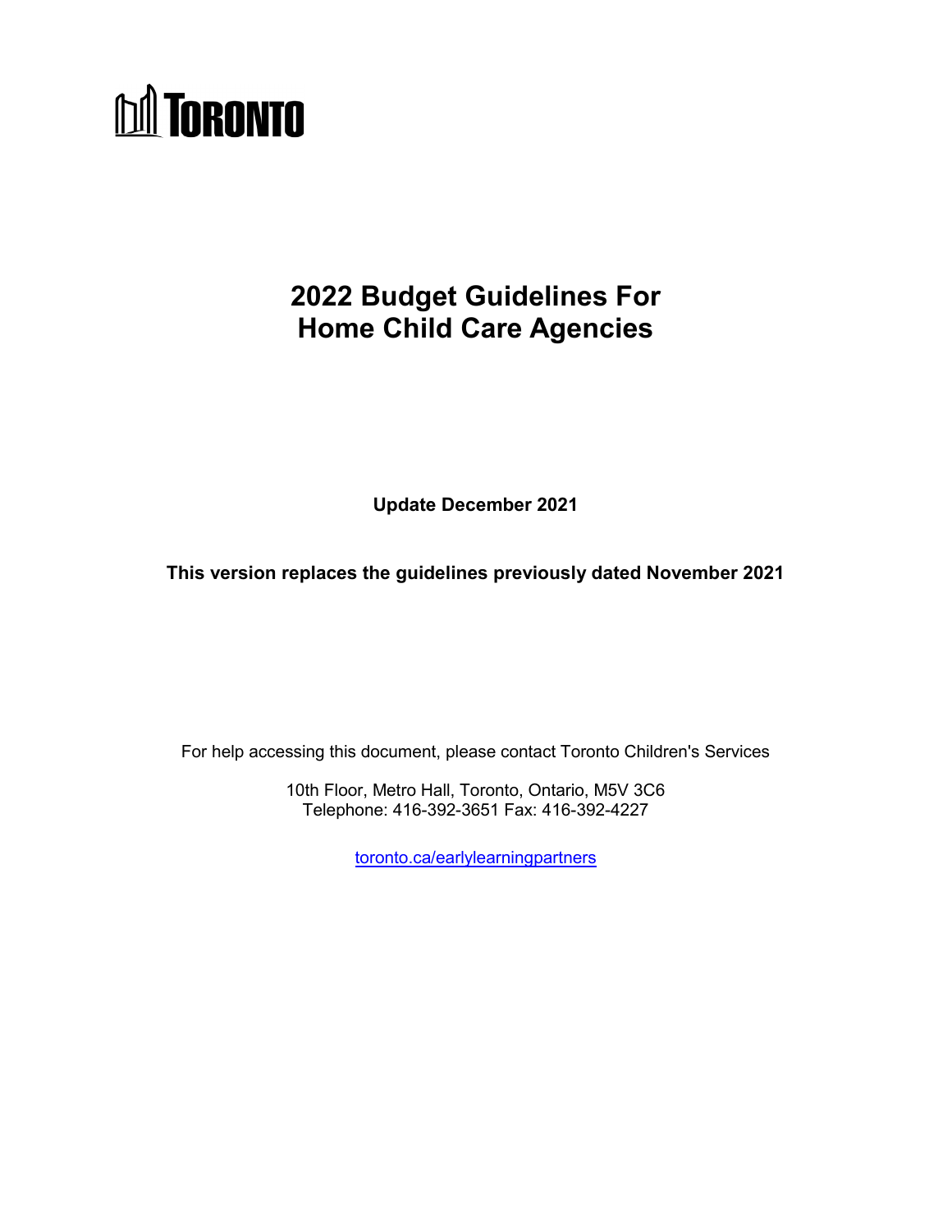TORONTO

# 2022 Budget Guidelines For Home Child Care Agencies

**Update December 2021**

**This version replaces the guidelines previously dated November 2021**

For help accessing this document, please contact Toronto Children's Services

10th Floor, Metro Hall, Toronto, Ontario, M5V 3C6
Telephone: 416-392-3651 Fax: 416-392-4227

[toronto.ca/earlylearningpartners](toronto.ca/earlylearningpartners)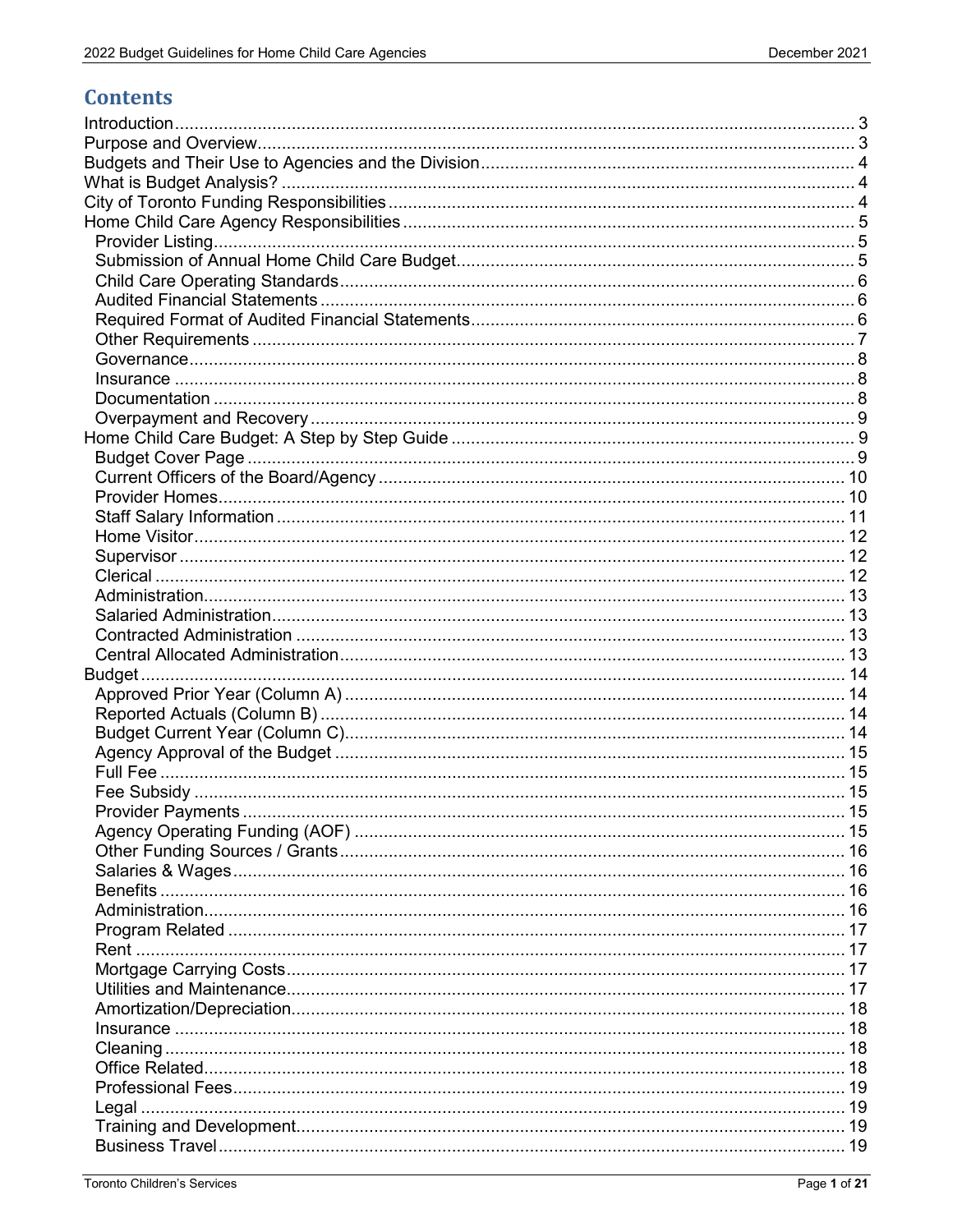# Contents

Introduction ........................................................................................................................ 3
Purpose and Overview ........................................................................................................ 3
Budgets and Their Use to Agencies and the Division ........................................................ 4
What is Budget Analysis? ................................................................................................... 4
City of Toronto Funding Responsibilities ............................................................................ 4
Home Child Care Agency Responsibilities ......................................................................... 5
- Provider Listing ................................................................................................................ 5
- Submission of Annual Home Child Care Budget .............................................................. 5
- Child Care Operating Standards ...................................................................................... 6
- Audited Financial Statements .......................................................................................... 6
- Required Format of Audited Financial Statements ........................................................... 6
- Other Requirements ........................................................................................................ 7
- Governance ..................................................................................................................... 8
- Insurance ........................................................................................................................ 8
- Documentation ................................................................................................................ 8
- Overpayment and Recovery ............................................................................................ 9

Home Child Care Budget: A Step by Step Guide ................................................................ 9
- Budget Cover Page ......................................................................................................... 9
- Current Officers of the Board/Agency ............................................................................. 10
- Provider Homes .............................................................................................................. 10
- Staff Salary Information .................................................................................................. 11
- Home Visitor ................................................................................................................... 12
- Supervisor ...................................................................................................................... 12
- Clerical ........................................................................................................................... 12
- Administration ................................................................................................................. 13
- Salaried Administration ................................................................................................... 13
- Contracted Administration .............................................................................................. 13
- Central Allocated Administration ..................................................................................... 13

Budget ................................................................................................................................ 14
- Approved Prior Year (Column A) ..................................................................................... 14
- Reported Actuals (Column B) .......................................................................................... 14
- Budget Current Year (Column C) .................................................................................... 14
- Agency Approval of the Budget ...................................................................................... 15
- Full Fee .......................................................................................................................... 15
- Fee Subsidy .................................................................................................................... 15
- Provider Payments .......................................................................................................... 15
- Agency Operating Funding (AOF) ................................................................................... 15
- Other Funding Sources / Grants ..................................................................................... 16
- Salaries & Wages ........................................................................................................... 16
- Benefits .......................................................................................................................... 16
- Administration ................................................................................................................. 16
- Program Related ............................................................................................................ 17
- Rent ................................................................................................................................ 17
- Mortgage Carrying Costs ................................................................................................ 17
- Utilities and Maintenance ................................................................................................ 17
- Amortization/Depreciation ............................................................................................... 18
- Insurance ........................................................................................................................ 18
- Cleaning ......................................................................................................................... 18
- Office Related ................................................................................................................. 18
- Professional Fees ........................................................................................................... 19
- Legal ............................................................................................................................... 19
- Training and Development .............................................................................................. 19
- Business Travel .............................................................................................................. 19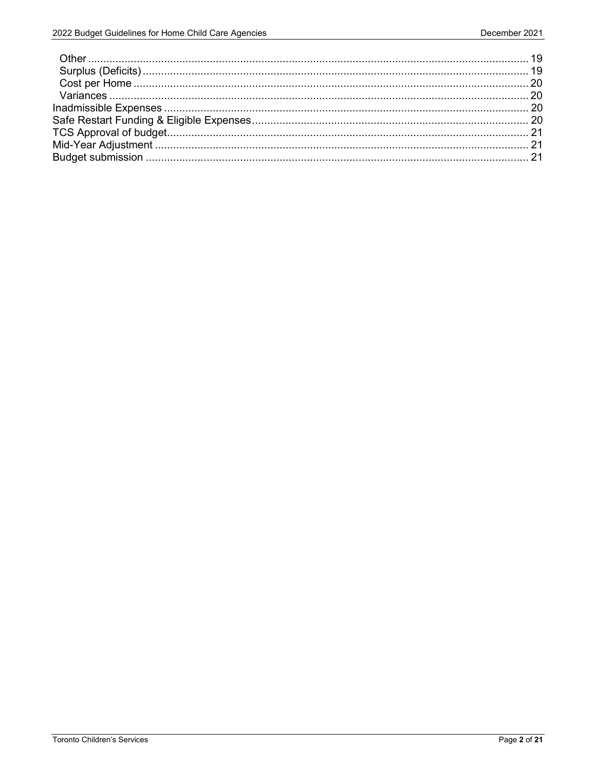Other ................................................................................................................................ 19
Surplus (Deficits) ............................................................................................................... 19
Cost per Home .................................................................................................................. 20
Variances ........................................................................................................................... 20

Inadmissible Expenses ......................................................................................................... 20

Safe Restart Funding & Eligible Expenses ........................................................................... 20

TCS Approval of budget ........................................................................................................ 21

Mid-Year Adjustment ............................................................................................................ 21

Budget submission ............................................................................................................... 21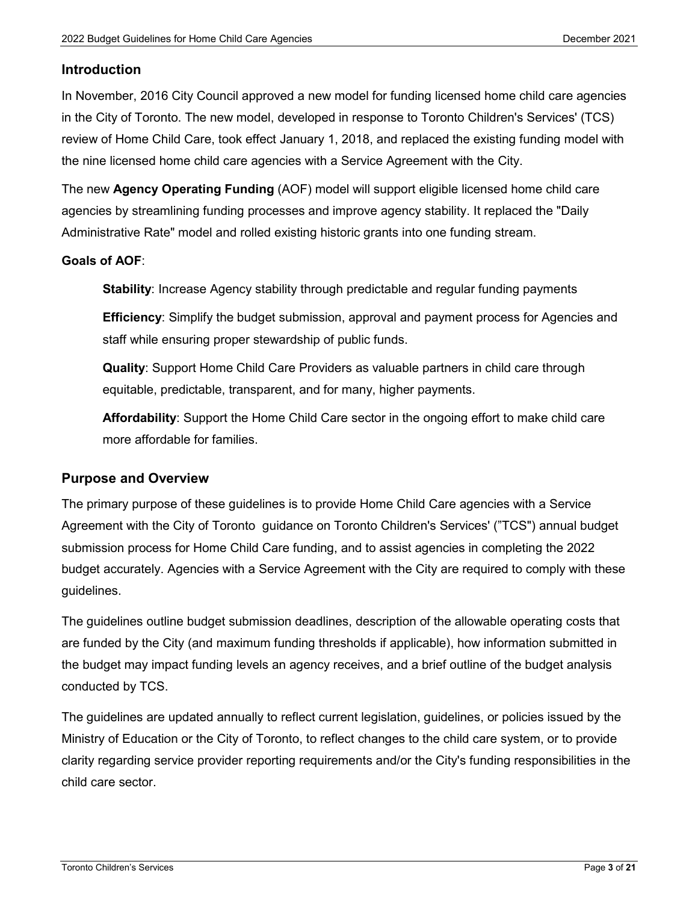## Introduction

In November, 2016 City Council approved a new model for funding licensed home child care agencies in the City of Toronto. The new model, developed in response to Toronto Children's Services' (TCS) review of Home Child Care, took effect January 1, 2018, and replaced the existing funding model with the nine licensed home child care agencies with a Service Agreement with the City.

The new **Agency Operating Funding** (AOF) model will support eligible licensed home child care agencies by streamlining funding processes and improve agency stability. It replaced the "Daily Administrative Rate" model and rolled existing historic grants into one funding stream.

**Goals of AOF**:

> **Stability**: Increase Agency stability through predictable and regular funding payments
>
> **Efficiency**: Simplify the budget submission, approval and payment process for Agencies and staff while ensuring proper stewardship of public funds.
>
> **Quality**: Support Home Child Care Providers as valuable partners in child care through equitable, predictable, transparent, and for many, higher payments.
>
> **Affordability**: Support the Home Child Care sector in the ongoing effort to make child care more affordable for families.

## Purpose and Overview

The primary purpose of these guidelines is to provide Home Child Care agencies with a Service Agreement with the City of Toronto guidance on Toronto Children's Services' ("TCS") annual budget submission process for Home Child Care funding, and to assist agencies in completing the 2022 budget accurately. Agencies with a Service Agreement with the City are required to comply with these guidelines.

The guidelines outline budget submission deadlines, description of the allowable operating costs that are funded by the City (and maximum funding thresholds if applicable), how information submitted in the budget may impact funding levels an agency receives, and a brief outline of the budget analysis conducted by TCS.

The guidelines are updated annually to reflect current legislation, guidelines, or policies issued by the Ministry of Education or the City of Toronto, to reflect changes to the child care system, or to provide clarity regarding service provider reporting requirements and/or the City's funding responsibilities in the child care sector.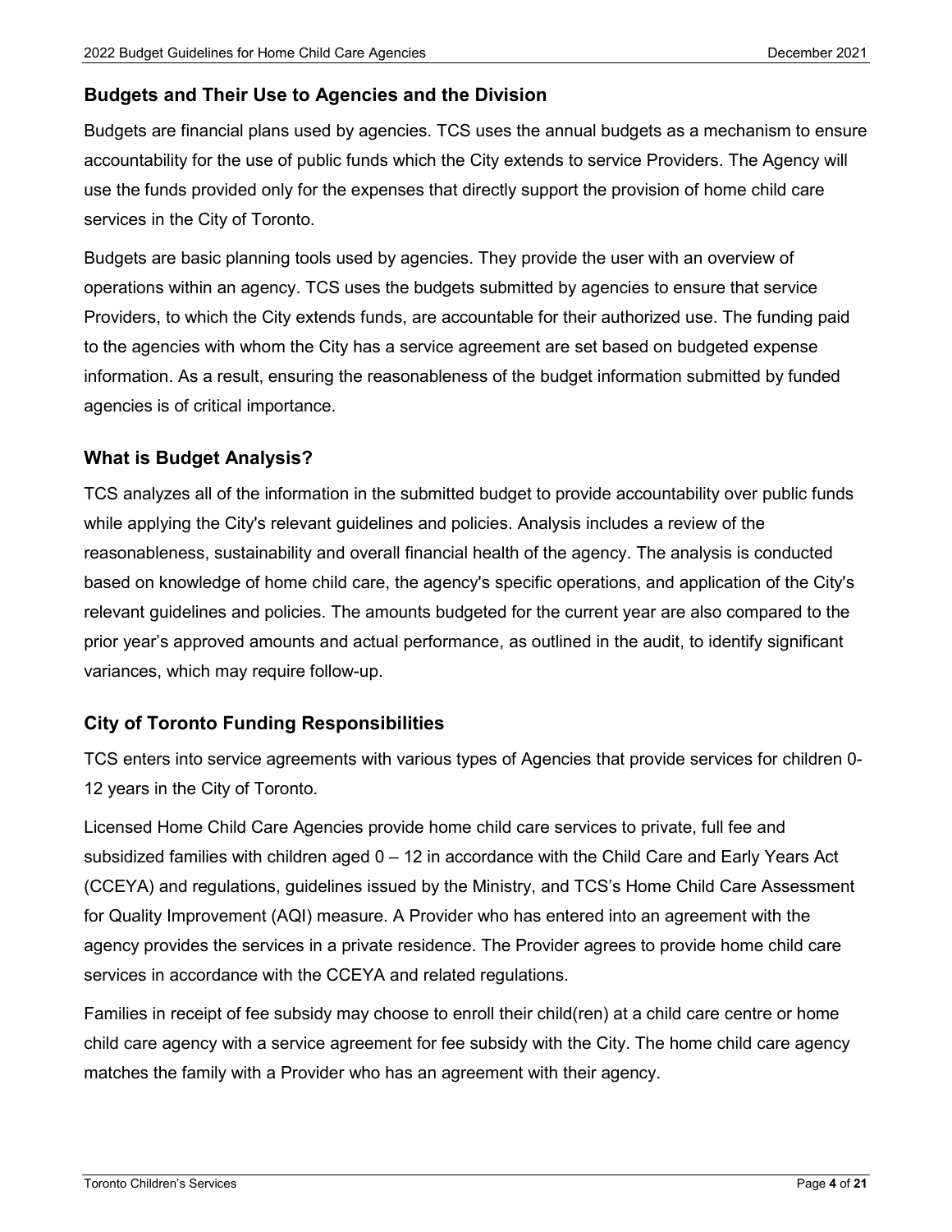## Budgets and Their Use to Agencies and the Division

Budgets are financial plans used by agencies. TCS uses the annual budgets as a mechanism to ensure accountability for the use of public funds which the City extends to service Providers. The Agency will use the funds provided only for the expenses that directly support the provision of home child care services in the City of Toronto.

Budgets are basic planning tools used by agencies. They provide the user with an overview of operations within an agency. TCS uses the budgets submitted by agencies to ensure that service Providers, to which the City extends funds, are accountable for their authorized use. The funding paid to the agencies with whom the City has a service agreement are set based on budgeted expense information. As a result, ensuring the reasonableness of the budget information submitted by funded agencies is of critical importance.

## What is Budget Analysis?

TCS analyzes all of the information in the submitted budget to provide accountability over public funds while applying the City's relevant guidelines and policies. Analysis includes a review of the reasonableness, sustainability and overall financial health of the agency. The analysis is conducted based on knowledge of home child care, the agency's specific operations, and application of the City's relevant guidelines and policies. The amounts budgeted for the current year are also compared to the prior year's approved amounts and actual performance, as outlined in the audit, to identify significant variances, which may require follow-up.

## City of Toronto Funding Responsibilities

TCS enters into service agreements with various types of Agencies that provide services for children 0-12 years in the City of Toronto.

Licensed Home Child Care Agencies provide home child care services to private, full fee and subsidized families with children aged 0 – 12 in accordance with the Child Care and Early Years Act (CCEYA) and regulations, guidelines issued by the Ministry, and TCS's Home Child Care Assessment for Quality Improvement (AQI) measure. A Provider who has entered into an agreement with the agency provides the services in a private residence. The Provider agrees to provide home child care services in accordance with the CCEYA and related regulations.

Families in receipt of fee subsidy may choose to enroll their child(ren) at a child care centre or home child care agency with a service agreement for fee subsidy with the City. The home child care agency matches the family with a Provider who has an agreement with their agency.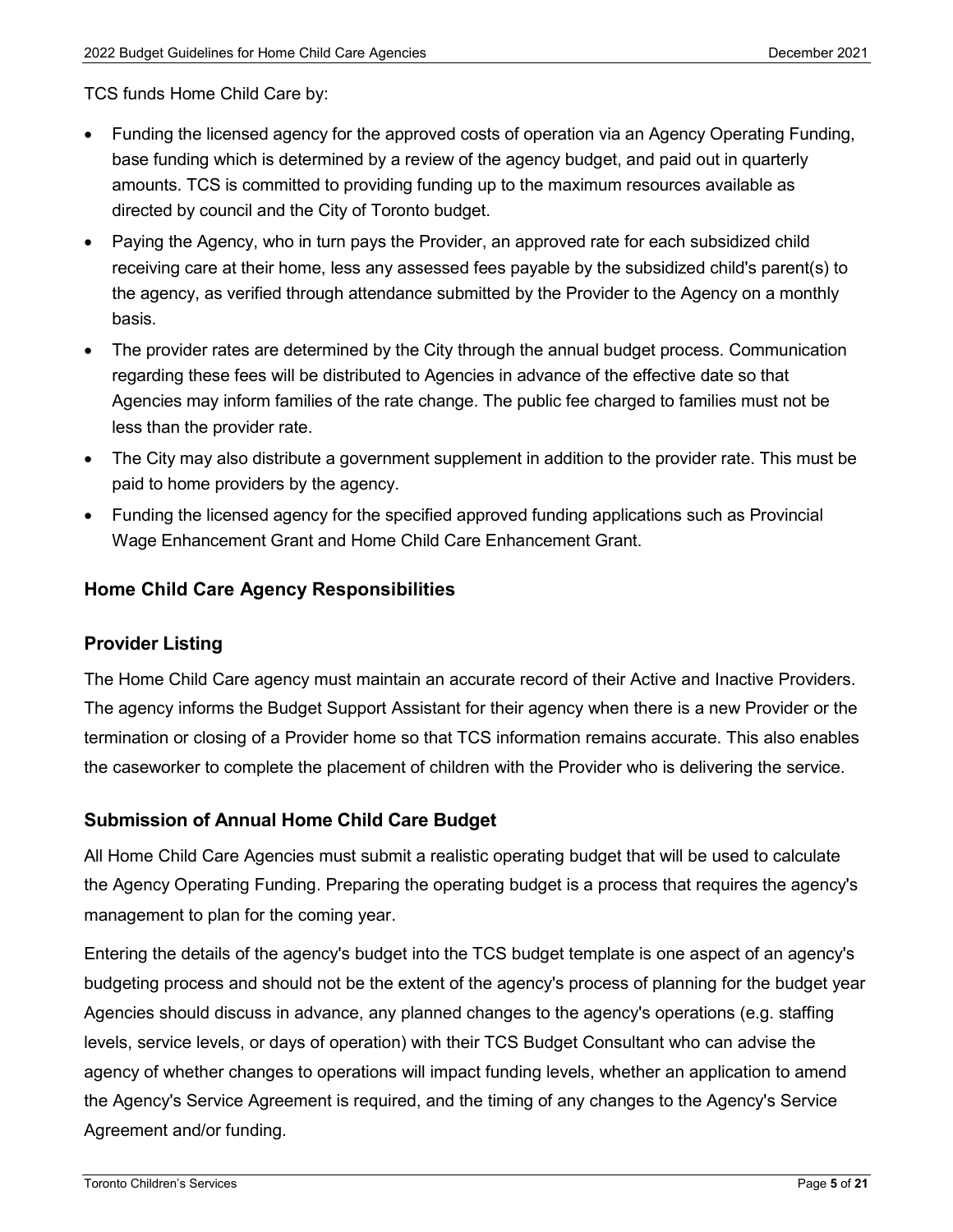TCS funds Home Child Care by:

- Funding the licensed agency for the approved costs of operation via an Agency Operating Funding, base funding which is determined by a review of the agency budget, and paid out in quarterly amounts. TCS is committed to providing funding up to the maximum resources available as directed by council and the City of Toronto budget.
- Paying the Agency, who in turn pays the Provider, an approved rate for each subsidized child receiving care at their home, less any assessed fees payable by the subsidized child's parent(s) to the agency, as verified through attendance submitted by the Provider to the Agency on a monthly basis.
- The provider rates are determined by the City through the annual budget process. Communication regarding these fees will be distributed to Agencies in advance of the effective date so that Agencies may inform families of the rate change. The public fee charged to families must not be less than the provider rate.
- The City may also distribute a government supplement in addition to the provider rate. This must be paid to home providers by the agency.
- Funding the licensed agency for the specified approved funding applications such as Provincial Wage Enhancement Grant and Home Child Care Enhancement Grant.

## Home Child Care Agency Responsibilities

## Provider Listing

The Home Child Care agency must maintain an accurate record of their Active and Inactive Providers. The agency informs the Budget Support Assistant for their agency when there is a new Provider or the termination or closing of a Provider home so that TCS information remains accurate. This also enables the caseworker to complete the placement of children with the Provider who is delivering the service.

## Submission of Annual Home Child Care Budget

All Home Child Care Agencies must submit a realistic operating budget that will be used to calculate the Agency Operating Funding. Preparing the operating budget is a process that requires the agency's management to plan for the coming year.

Entering the details of the agency's budget into the TCS budget template is one aspect of an agency's budgeting process and should not be the extent of the agency's process of planning for the budget year Agencies should discuss in advance, any planned changes to the agency's operations (e.g. staffing levels, service levels, or days of operation) with their TCS Budget Consultant who can advise the agency of whether changes to operations will impact funding levels, whether an application to amend the Agency's Service Agreement is required, and the timing of any changes to the Agency's Service Agreement and/or funding.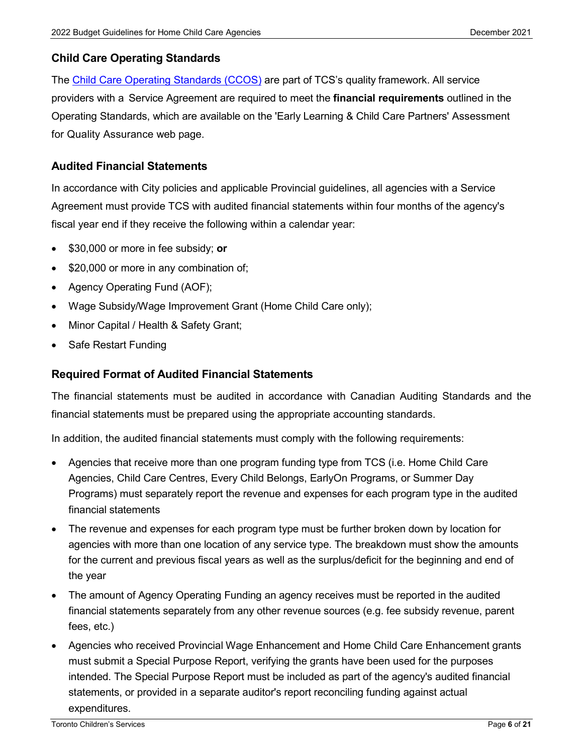## Child Care Operating Standards

The Child Care Operating Standards (CCOS) are part of TCS's quality framework. All service providers with a Service Agreement are required to meet the **financial requirements** outlined in the Operating Standards, which are available on the 'Early Learning & Child Care Partners' Assessment for Quality Assurance web page.

## Audited Financial Statements

In accordance with City policies and applicable Provincial guidelines, all agencies with a Service Agreement must provide TCS with audited financial statements within four months of the agency's fiscal year end if they receive the following within a calendar year:

- $30,000 or more in fee subsidy; **or**
- $20,000 or more in any combination of;
- Agency Operating Fund (AOF);
- Wage Subsidy/Wage Improvement Grant (Home Child Care only);
- Minor Capital / Health & Safety Grant;
- Safe Restart Funding

## Required Format of Audited Financial Statements

The financial statements must be audited in accordance with Canadian Auditing Standards and the financial statements must be prepared using the appropriate accounting standards.

In addition, the audited financial statements must comply with the following requirements:

- Agencies that receive more than one program funding type from TCS (i.e. Home Child Care Agencies, Child Care Centres, Every Child Belongs, EarlyOn Programs, or Summer Day Programs) must separately report the revenue and expenses for each program type in the audited financial statements
- The revenue and expenses for each program type must be further broken down by location for agencies with more than one location of any service type. The breakdown must show the amounts for the current and previous fiscal years as well as the surplus/deficit for the beginning and end of the year
- The amount of Agency Operating Funding an agency receives must be reported in the audited financial statements separately from any other revenue sources (e.g. fee subsidy revenue, parent fees, etc.)
- Agencies who received Provincial Wage Enhancement and Home Child Care Enhancement grants must submit a Special Purpose Report, verifying the grants have been used for the purposes intended. The Special Purpose Report must be included as part of the agency's audited financial statements, or provided in a separate auditor's report reconciling funding against actual expenditures.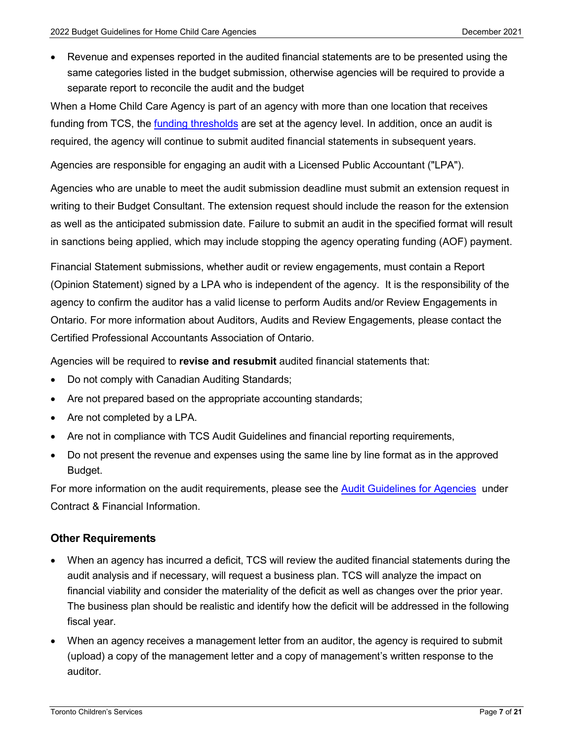- Revenue and expenses reported in the audited financial statements are to be presented using the same categories listed in the budget submission, otherwise agencies will be required to provide a separate report to reconcile the audit and the budget

When a Home Child Care Agency is part of an agency with more than one location that receives funding from TCS, the funding thresholds are set at the agency level. In addition, once an audit is required, the agency will continue to submit audited financial statements in subsequent years.

Agencies are responsible for engaging an audit with a Licensed Public Accountant ("LPA").

Agencies who are unable to meet the audit submission deadline must submit an extension request in writing to their Budget Consultant. The extension request should include the reason for the extension as well as the anticipated submission date. Failure to submit an audit in the specified format will result in sanctions being applied, which may include stopping the agency operating funding (AOF) payment.

Financial Statement submissions, whether audit or review engagements, must contain a Report (Opinion Statement) signed by a LPA who is independent of the agency. It is the responsibility of the agency to confirm the auditor has a valid license to perform Audits and/or Review Engagements in Ontario. For more information about Auditors, Audits and Review Engagements, please contact the Certified Professional Accountants Association of Ontario.

Agencies will be required to **revise and resubmit** audited financial statements that:

- Do not comply with Canadian Auditing Standards;
- Are not prepared based on the appropriate accounting standards;
- Are not completed by a LPA.
- Are not in compliance with TCS Audit Guidelines and financial reporting requirements,
- Do not present the revenue and expenses using the same line by line format as in the approved Budget.

For more information on the audit requirements, please see the Audit Guidelines for Agencies under Contract & Financial Information.

### Other Requirements

- When an agency has incurred a deficit, TCS will review the audited financial statements during the audit analysis and if necessary, will request a business plan. TCS will analyze the impact on financial viability and consider the materiality of the deficit as well as changes over the prior year. The business plan should be realistic and identify how the deficit will be addressed in the following fiscal year.
- When an agency receives a management letter from an auditor, the agency is required to submit (upload) a copy of the management letter and a copy of management's written response to the auditor.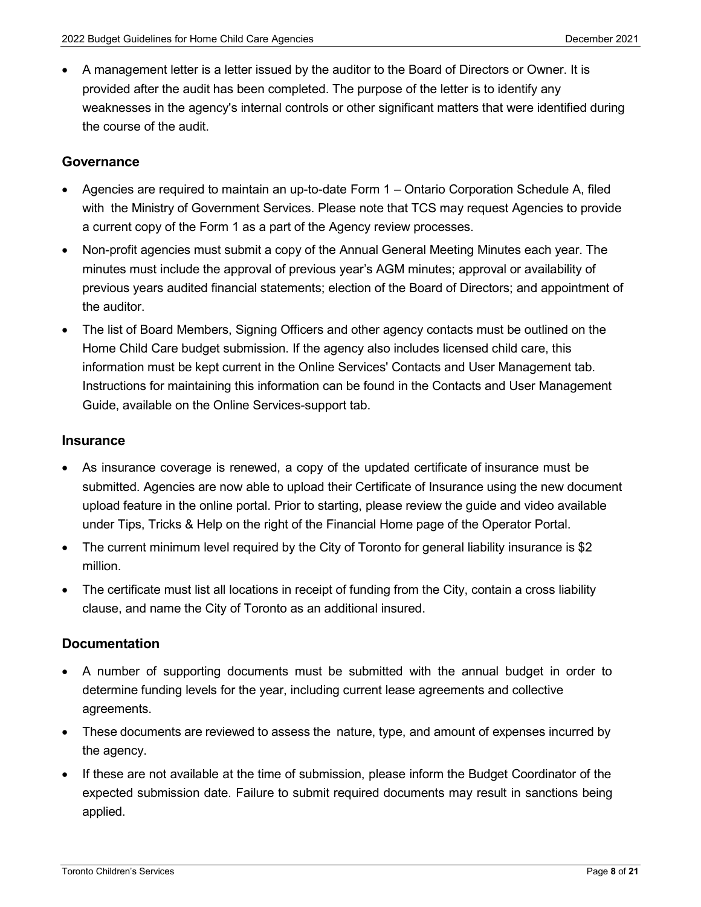- A management letter is a letter issued by the auditor to the Board of Directors or Owner. It is provided after the audit has been completed. The purpose of the letter is to identify any weaknesses in the agency's internal controls or other significant matters that were identified during the course of the audit.

## Governance

- Agencies are required to maintain an up-to-date Form 1 – Ontario Corporation Schedule A, filed with the Ministry of Government Services. Please note that TCS may request Agencies to provide a current copy of the Form 1 as a part of the Agency review processes.
- Non-profit agencies must submit a copy of the Annual General Meeting Minutes each year. The minutes must include the approval of previous year's AGM minutes; approval or availability of previous years audited financial statements; election of the Board of Directors; and appointment of the auditor.
- The list of Board Members, Signing Officers and other agency contacts must be outlined on the Home Child Care budget submission. If the agency also includes licensed child care, this information must be kept current in the Online Services' Contacts and User Management tab. Instructions for maintaining this information can be found in the Contacts and User Management Guide, available on the Online Services-support tab.

## Insurance

- As insurance coverage is renewed, a copy of the updated certificate of insurance must be submitted. Agencies are now able to upload their Certificate of Insurance using the new document upload feature in the online portal. Prior to starting, please review the guide and video available under Tips, Tricks & Help on the right of the Financial Home page of the Operator Portal.
- The current minimum level required by the City of Toronto for general liability insurance is $2 million.
- The certificate must list all locations in receipt of funding from the City, contain a cross liability clause, and name the City of Toronto as an additional insured.

## Documentation

- A number of supporting documents must be submitted with the annual budget in order to determine funding levels for the year, including current lease agreements and collective agreements.
- These documents are reviewed to assess the nature, type, and amount of expenses incurred by the agency.
- If these are not available at the time of submission, please inform the Budget Coordinator of the expected submission date. Failure to submit required documents may result in sanctions being applied.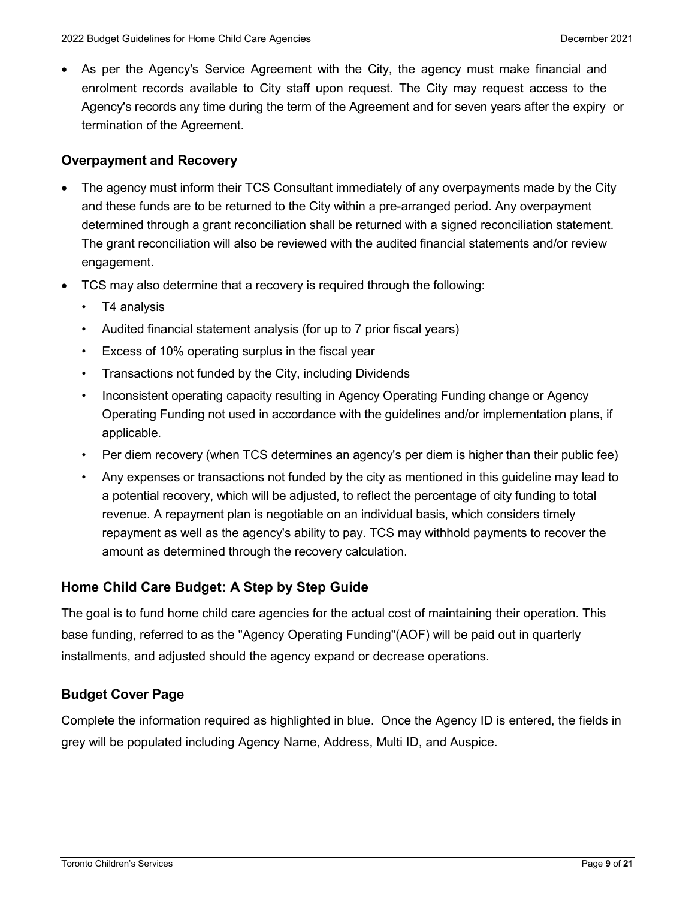- As per the Agency's Service Agreement with the City, the agency must make financial and enrolment records available to City staff upon request. The City may request access to the Agency's records any time during the term of the Agreement and for seven years after the expiry or termination of the Agreement.

### Overpayment and Recovery

- The agency must inform their TCS Consultant immediately of any overpayments made by the City and these funds are to be returned to the City within a pre-arranged period. Any overpayment determined through a grant reconciliation shall be returned with a signed reconciliation statement. The grant reconciliation will also be reviewed with the audited financial statements and/or review engagement.
- TCS may also determine that a recovery is required through the following:
  - T4 analysis
  - Audited financial statement analysis (for up to 7 prior fiscal years)
  - Excess of 10% operating surplus in the fiscal year
  - Transactions not funded by the City, including Dividends
  - Inconsistent operating capacity resulting in Agency Operating Funding change or Agency Operating Funding not used in accordance with the guidelines and/or implementation plans, if applicable.
  - Per diem recovery (when TCS determines an agency's per diem is higher than their public fee)
  - Any expenses or transactions not funded by the city as mentioned in this guideline may lead to a potential recovery, which will be adjusted, to reflect the percentage of city funding to total revenue. A repayment plan is negotiable on an individual basis, which considers timely repayment as well as the agency's ability to pay. TCS may withhold payments to recover the amount as determined through the recovery calculation.

### Home Child Care Budget: A Step by Step Guide

The goal is to fund home child care agencies for the actual cost of maintaining their operation. This base funding, referred to as the "Agency Operating Funding"(AOF) will be paid out in quarterly installments, and adjusted should the agency expand or decrease operations.

### Budget Cover Page

Complete the information required as highlighted in blue. Once the Agency ID is entered, the fields in grey will be populated including Agency Name, Address, Multi ID, and Auspice.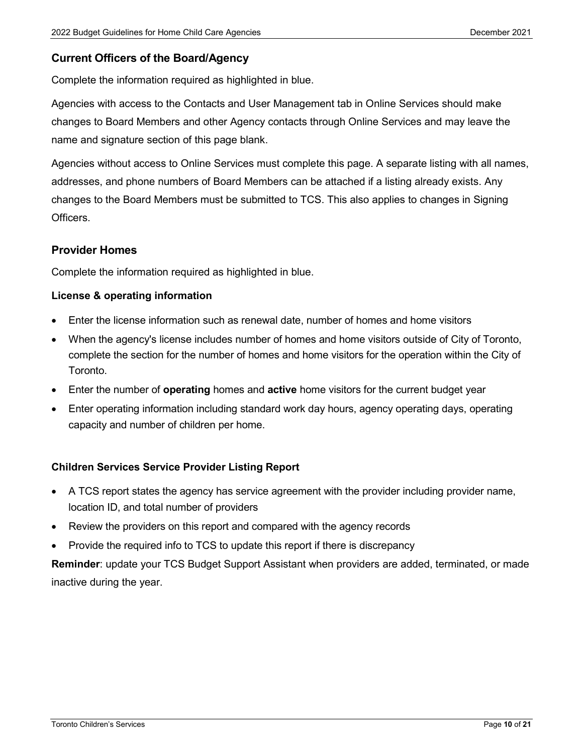## Current Officers of the Board/Agency

Complete the information required as highlighted in blue.

Agencies with access to the Contacts and User Management tab in Online Services should make changes to Board Members and other Agency contacts through Online Services and may leave the name and signature section of this page blank.

Agencies without access to Online Services must complete this page. A separate listing with all names, addresses, and phone numbers of Board Members can be attached if a listing already exists. Any changes to the Board Members must be submitted to TCS. This also applies to changes in Signing Officers.

## Provider Homes

Complete the information required as highlighted in blue.

### License & operating information

- Enter the license information such as renewal date, number of homes and home visitors
- When the agency's license includes number of homes and home visitors outside of City of Toronto, complete the section for the number of homes and home visitors for the operation within the City of Toronto.
- Enter the number of **operating** homes and **active** home visitors for the current budget year
- Enter operating information including standard work day hours, agency operating days, operating capacity and number of children per home.

### Children Services Service Provider Listing Report

- A TCS report states the agency has service agreement with the provider including provider name, location ID, and total number of providers
- Review the providers on this report and compared with the agency records
- Provide the required info to TCS to update this report if there is discrepancy

**Reminder**: update your TCS Budget Support Assistant when providers are added, terminated, or made inactive during the year.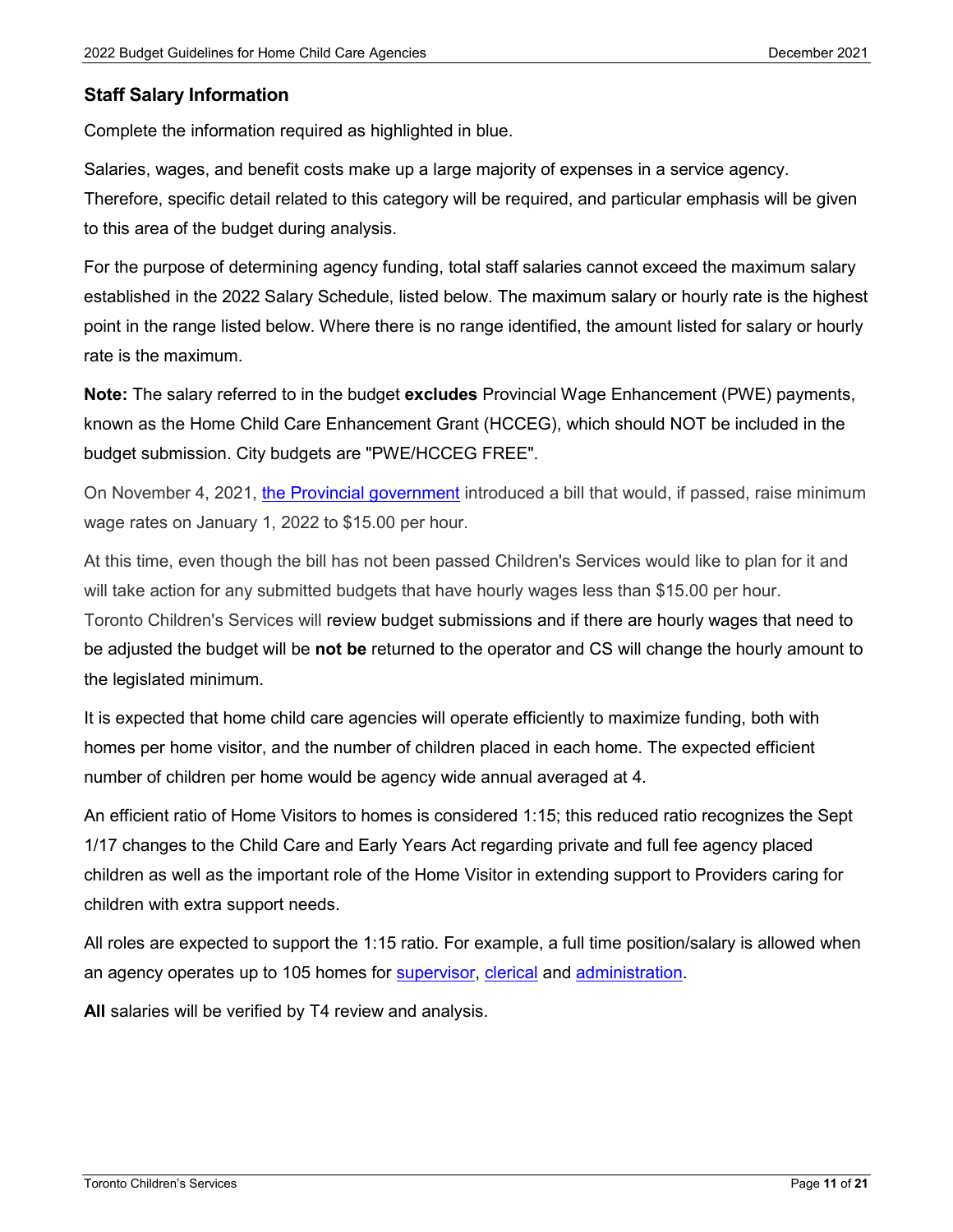## Staff Salary Information

Complete the information required as highlighted in blue.

Salaries, wages, and benefit costs make up a large majority of expenses in a service agency. Therefore, specific detail related to this category will be required, and particular emphasis will be given to this area of the budget during analysis.

For the purpose of determining agency funding, total staff salaries cannot exceed the maximum salary established in the 2022 Salary Schedule, listed below. The maximum salary or hourly rate is the highest point in the range listed below. Where there is no range identified, the amount listed for salary or hourly rate is the maximum.

**Note:** The salary referred to in the budget **excludes** Provincial Wage Enhancement (PWE) payments, known as the Home Child Care Enhancement Grant (HCCEG), which should NOT be included in the budget submission. City budgets are "PWE/HCCEG FREE".

On November 4, 2021, the Provincial government introduced a bill that would, if passed, raise minimum wage rates on January 1, 2022 to $15.00 per hour.

At this time, even though the bill has not been passed Children's Services would like to plan for it and will take action for any submitted budgets that have hourly wages less than $15.00 per hour. Toronto Children's Services will review budget submissions and if there are hourly wages that need to be adjusted the budget will be **not be** returned to the operator and CS will change the hourly amount to the legislated minimum.

It is expected that home child care agencies will operate efficiently to maximize funding, both with homes per home visitor, and the number of children placed in each home. The expected efficient number of children per home would be agency wide annual averaged at 4.

An efficient ratio of Home Visitors to homes is considered 1:15; this reduced ratio recognizes the Sept 1/17 changes to the Child Care and Early Years Act regarding private and full fee agency placed children as well as the important role of the Home Visitor in extending support to Providers caring for children with extra support needs.

All roles are expected to support the 1:15 ratio. For example, a full time position/salary is allowed when an agency operates up to 105 homes for supervisor, clerical and administration.

**All** salaries will be verified by T4 review and analysis.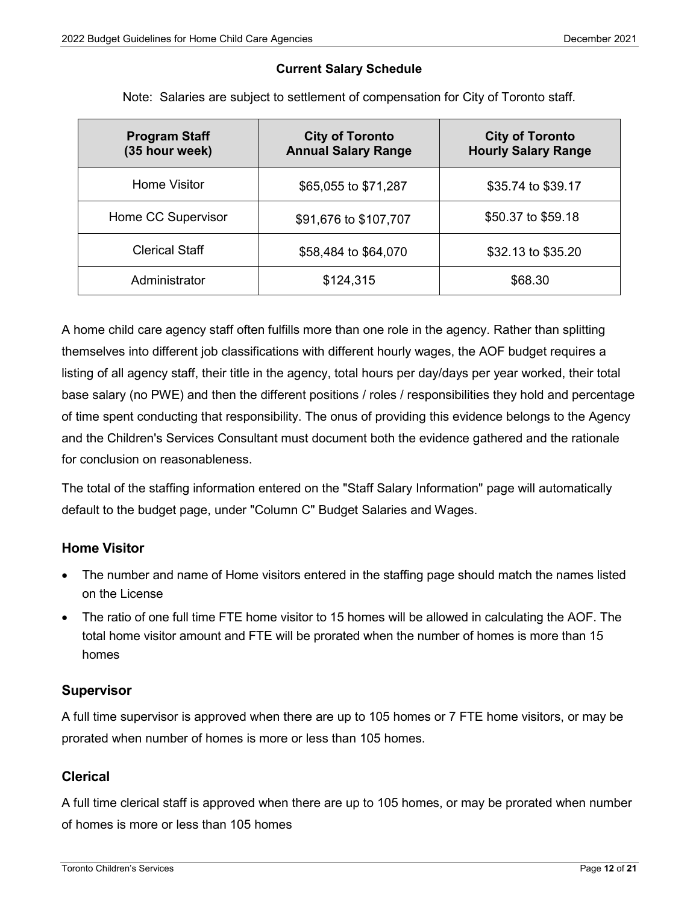**Current Salary Schedule**

Note: Salaries are subject to settlement of compensation for City of Toronto staff.

| Program Staff (35 hour week) | City of Toronto Annual Salary Range | City of Toronto Hourly Salary Range |
|---|---|---|
| Home Visitor | $65,055 to $71,287 | $35.74 to $39.17 |
| Home CC Supervisor | $91,676 to $107,707 | $50.37 to $59.18 |
| Clerical Staff | $58,484 to $64,070 | $32.13 to $35.20 |
| Administrator | $124,315 | $68.30 |

A home child care agency staff often fulfills more than one role in the agency. Rather than splitting themselves into different job classifications with different hourly wages, the AOF budget requires a listing of all agency staff, their title in the agency, total hours per day/days per year worked, their total base salary (no PWE) and then the different positions / roles / responsibilities they hold and percentage of time spent conducting that responsibility. The onus of providing this evidence belongs to the Agency and the Children's Services Consultant must document both the evidence gathered and the rationale for conclusion on reasonableness.

The total of the staffing information entered on the "Staff Salary Information" page will automatically default to the budget page, under "Column C" Budget Salaries and Wages.

### Home Visitor

- The number and name of Home visitors entered in the staffing page should match the names listed on the License
- The ratio of one full time FTE home visitor to 15 homes will be allowed in calculating the AOF. The total home visitor amount and FTE will be prorated when the number of homes is more than 15 homes

### Supervisor

A full time supervisor is approved when there are up to 105 homes or 7 FTE home visitors, or may be prorated when number of homes is more or less than 105 homes.

### Clerical

A full time clerical staff is approved when there are up to 105 homes, or may be prorated when number of homes is more or less than 105 homes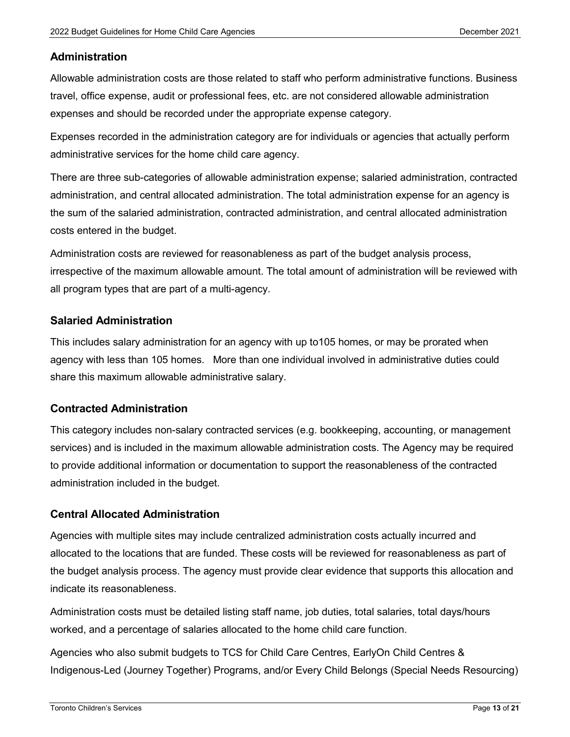## Administration

Allowable administration costs are those related to staff who perform administrative functions. Business travel, office expense, audit or professional fees, etc. are not considered allowable administration expenses and should be recorded under the appropriate expense category.

Expenses recorded in the administration category are for individuals or agencies that actually perform administrative services for the home child care agency.

There are three sub-categories of allowable administration expense; salaried administration, contracted administration, and central allocated administration. The total administration expense for an agency is the sum of the salaried administration, contracted administration, and central allocated administration costs entered in the budget.

Administration costs are reviewed for reasonableness as part of the budget analysis process, irrespective of the maximum allowable amount. The total amount of administration will be reviewed with all program types that are part of a multi-agency.

### Salaried Administration

This includes salary administration for an agency with up to105 homes, or may be prorated when agency with less than 105 homes. More than one individual involved in administrative duties could share this maximum allowable administrative salary.

### Contracted Administration

This category includes non-salary contracted services (e.g. bookkeeping, accounting, or management services) and is included in the maximum allowable administration costs. The Agency may be required to provide additional information or documentation to support the reasonableness of the contracted administration included in the budget.

### Central Allocated Administration

Agencies with multiple sites may include centralized administration costs actually incurred and allocated to the locations that are funded. These costs will be reviewed for reasonableness as part of the budget analysis process. The agency must provide clear evidence that supports this allocation and indicate its reasonableness.

Administration costs must be detailed listing staff name, job duties, total salaries, total days/hours worked, and a percentage of salaries allocated to the home child care function.

Agencies who also submit budgets to TCS for Child Care Centres, EarlyOn Child Centres & Indigenous-Led (Journey Together) Programs, and/or Every Child Belongs (Special Needs Resourcing)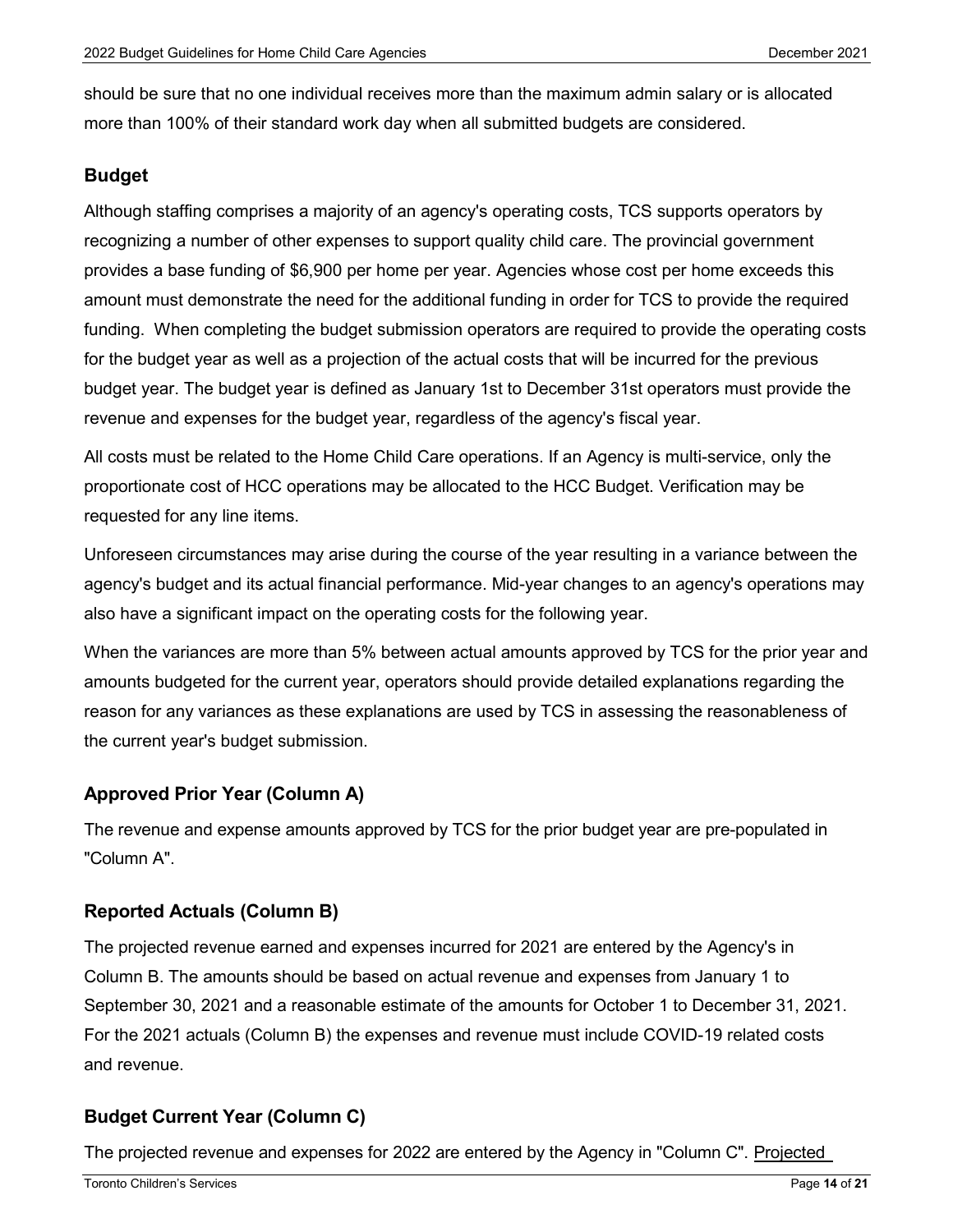should be sure that no one individual receives more than the maximum admin salary or is allocated more than 100% of their standard work day when all submitted budgets are considered.

### Budget

Although staffing comprises a majority of an agency's operating costs, TCS supports operators by recognizing a number of other expenses to support quality child care. The provincial government provides a base funding of $6,900 per home per year. Agencies whose cost per home exceeds this amount must demonstrate the need for the additional funding in order for TCS to provide the required funding. When completing the budget submission operators are required to provide the operating costs for the budget year as well as a projection of the actual costs that will be incurred for the previous budget year. The budget year is defined as January 1st to December 31st operators must provide the revenue and expenses for the budget year, regardless of the agency's fiscal year.

All costs must be related to the Home Child Care operations. If an Agency is multi-service, only the proportionate cost of HCC operations may be allocated to the HCC Budget. Verification may be requested for any line items.

Unforeseen circumstances may arise during the course of the year resulting in a variance between the agency's budget and its actual financial performance. Mid-year changes to an agency's operations may also have a significant impact on the operating costs for the following year.

When the variances are more than 5% between actual amounts approved by TCS for the prior year and amounts budgeted for the current year, operators should provide detailed explanations regarding the reason for any variances as these explanations are used by TCS in assessing the reasonableness of the current year's budget submission.

### Approved Prior Year (Column A)

The revenue and expense amounts approved by TCS for the prior budget year are pre-populated in "Column A".

### Reported Actuals (Column B)

The projected revenue earned and expenses incurred for 2021 are entered by the Agency's in Column B. The amounts should be based on actual revenue and expenses from January 1 to September 30, 2021 and a reasonable estimate of the amounts for October 1 to December 31, 2021. For the 2021 actuals (Column B) the expenses and revenue must include COVID-19 related costs and revenue.

### Budget Current Year (Column C)

The projected revenue and expenses for 2022 are entered by the Agency in "Column C". Projected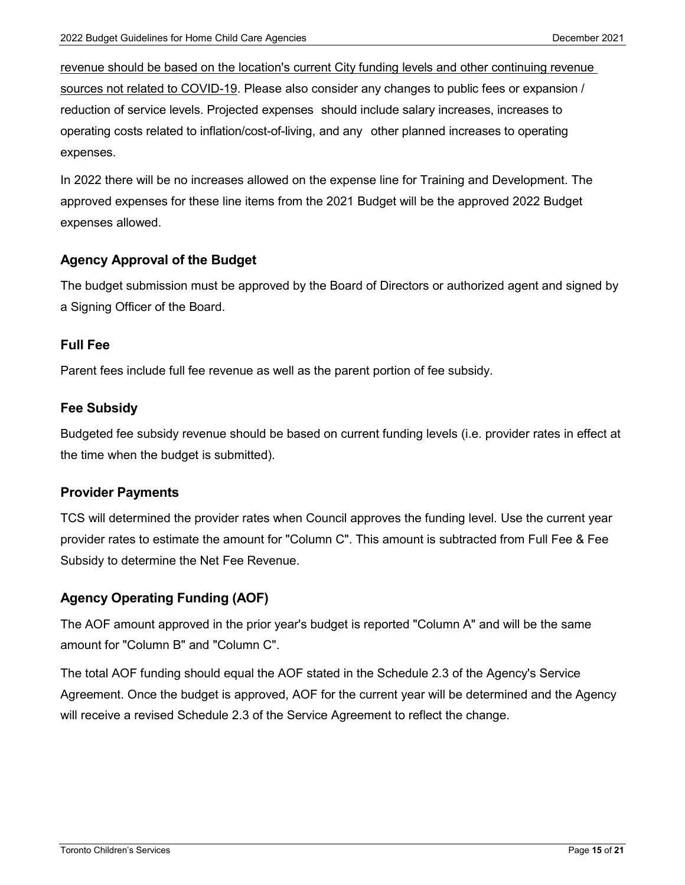revenue should be based on the location's current City funding levels and other continuing revenue sources not related to COVID-19. Please also consider any changes to public fees or expansion / reduction of service levels. Projected expenses should include salary increases, increases to operating costs related to inflation/cost-of-living, and any other planned increases to operating expenses.

In 2022 there will be no increases allowed on the expense line for Training and Development. The approved expenses for these line items from the 2021 Budget will be the approved 2022 Budget expenses allowed.

### Agency Approval of the Budget

The budget submission must be approved by the Board of Directors or authorized agent and signed by a Signing Officer of the Board.

### Full Fee

Parent fees include full fee revenue as well as the parent portion of fee subsidy.

### Fee Subsidy

Budgeted fee subsidy revenue should be based on current funding levels (i.e. provider rates in effect at the time when the budget is submitted).

### Provider Payments

TCS will determined the provider rates when Council approves the funding level. Use the current year provider rates to estimate the amount for "Column C". This amount is subtracted from Full Fee & Fee Subsidy to determine the Net Fee Revenue.

### Agency Operating Funding (AOF)

The AOF amount approved in the prior year's budget is reported "Column A" and will be the same amount for "Column B" and "Column C".

The total AOF funding should equal the AOF stated in the Schedule 2.3 of the Agency's Service Agreement. Once the budget is approved, AOF for the current year will be determined and the Agency will receive a revised Schedule 2.3 of the Service Agreement to reflect the change.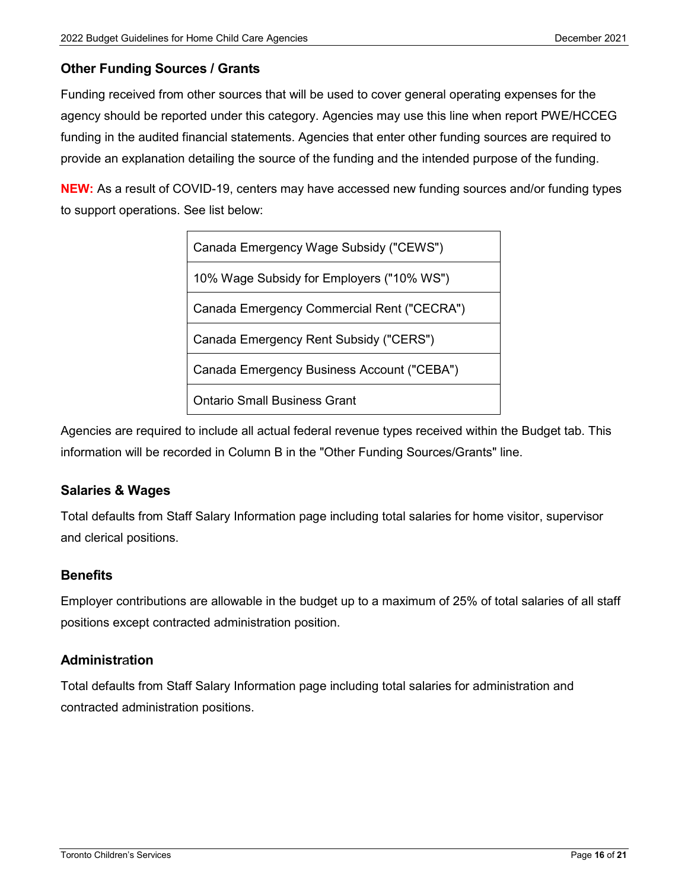### Other Funding Sources / Grants

Funding received from other sources that will be used to cover general operating expenses for the agency should be reported under this category. Agencies may use this line when report PWE/HCCEG funding in the audited financial statements. Agencies that enter other funding sources are required to provide an explanation detailing the source of the funding and the intended purpose of the funding.

**NEW:** As a result of COVID-19, centers may have accessed new funding sources and/or funding types to support operations. See list below:

| |
|---|
| Canada Emergency Wage Subsidy ("CEWS") |
| 10% Wage Subsidy for Employers ("10% WS") |
| Canada Emergency Commercial Rent ("CECRA") |
| Canada Emergency Rent Subsidy ("CERS") |
| Canada Emergency Business Account ("CEBA") |
| Ontario Small Business Grant |

Agencies are required to include all actual federal revenue types received within the Budget tab. This information will be recorded in Column B in the "Other Funding Sources/Grants" line.

### Salaries & Wages

Total defaults from Staff Salary Information page including total salaries for home visitor, supervisor and clerical positions.

### Benefits

Employer contributions are allowable in the budget up to a maximum of 25% of total salaries of all staff positions except contracted administration position.

### Administration

Total defaults from Staff Salary Information page including total salaries for administration and contracted administration positions.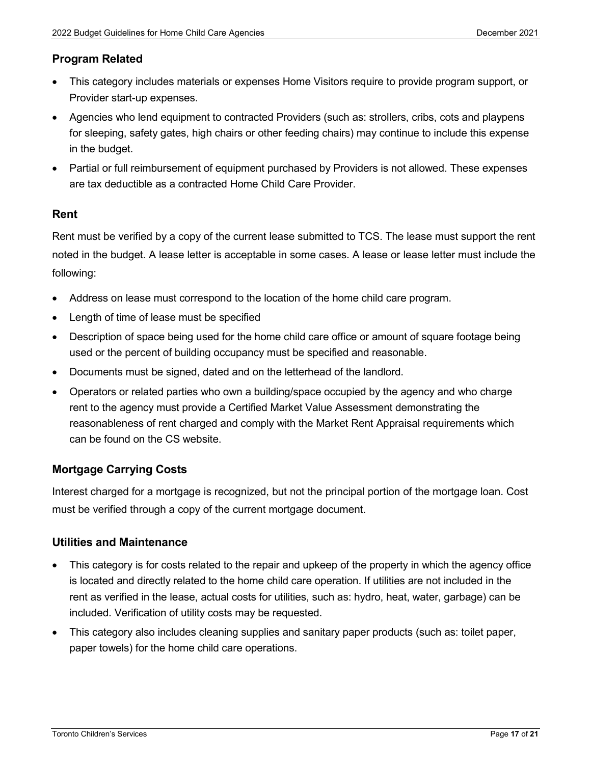## Program Related

- This category includes materials or expenses Home Visitors require to provide program support, or Provider start-up expenses.
- Agencies who lend equipment to contracted Providers (such as: strollers, cribs, cots and playpens for sleeping, safety gates, high chairs or other feeding chairs) may continue to include this expense in the budget.
- Partial or full reimbursement of equipment purchased by Providers is not allowed. These expenses are tax deductible as a contracted Home Child Care Provider.

## Rent

Rent must be verified by a copy of the current lease submitted to TCS. The lease must support the rent noted in the budget. A lease letter is acceptable in some cases. A lease or lease letter must include the following:

- Address on lease must correspond to the location of the home child care program.
- Length of time of lease must be specified
- Description of space being used for the home child care office or amount of square footage being used or the percent of building occupancy must be specified and reasonable.
- Documents must be signed, dated and on the letterhead of the landlord.
- Operators or related parties who own a building/space occupied by the agency and who charge rent to the agency must provide a Certified Market Value Assessment demonstrating the reasonableness of rent charged and comply with the Market Rent Appraisal requirements which can be found on the CS website.

## Mortgage Carrying Costs

Interest charged for a mortgage is recognized, but not the principal portion of the mortgage loan. Cost must be verified through a copy of the current mortgage document.

## Utilities and Maintenance

- This category is for costs related to the repair and upkeep of the property in which the agency office is located and directly related to the home child care operation. If utilities are not included in the rent as verified in the lease, actual costs for utilities, such as: hydro, heat, water, garbage) can be included. Verification of utility costs may be requested.
- This category also includes cleaning supplies and sanitary paper products (such as: toilet paper, paper towels) for the home child care operations.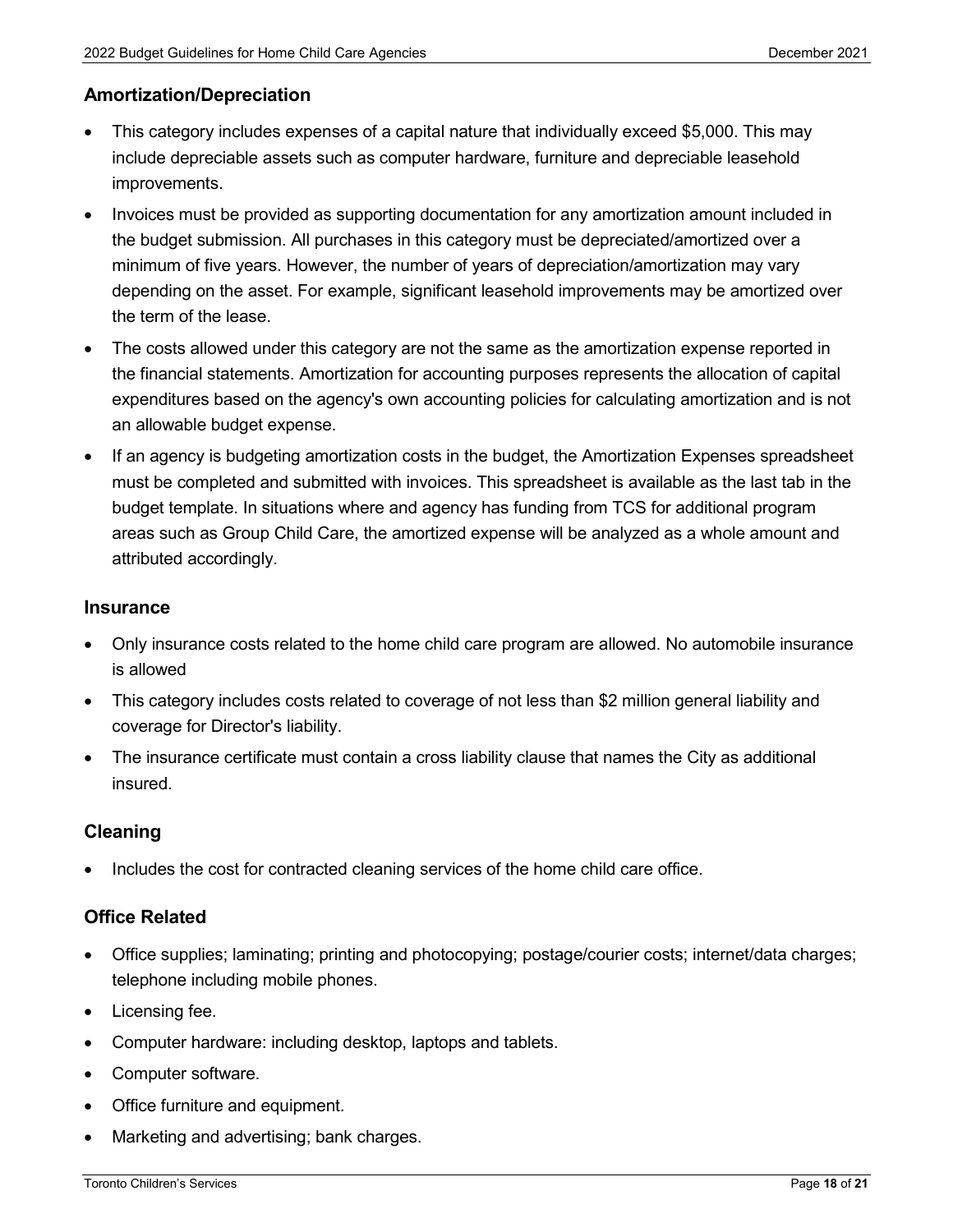## Amortization/Depreciation

- This category includes expenses of a capital nature that individually exceed $5,000. This may include depreciable assets such as computer hardware, furniture and depreciable leasehold improvements.
- Invoices must be provided as supporting documentation for any amortization amount included in the budget submission. All purchases in this category must be depreciated/amortized over a minimum of five years. However, the number of years of depreciation/amortization may vary depending on the asset. For example, significant leasehold improvements may be amortized over the term of the lease.
- The costs allowed under this category are not the same as the amortization expense reported in the financial statements. Amortization for accounting purposes represents the allocation of capital expenditures based on the agency's own accounting policies for calculating amortization and is not an allowable budget expense.
- If an agency is budgeting amortization costs in the budget, the Amortization Expenses spreadsheet must be completed and submitted with invoices. This spreadsheet is available as the last tab in the budget template. In situations where and agency has funding from TCS for additional program areas such as Group Child Care, the amortized expense will be analyzed as a whole amount and attributed accordingly.

## Insurance

- Only insurance costs related to the home child care program are allowed. No automobile insurance is allowed
- This category includes costs related to coverage of not less than $2 million general liability and coverage for Director's liability.
- The insurance certificate must contain a cross liability clause that names the City as additional insured.

## Cleaning

- Includes the cost for contracted cleaning services of the home child care office.

## Office Related

- Office supplies; laminating; printing and photocopying; postage/courier costs; internet/data charges; telephone including mobile phones.
- Licensing fee.
- Computer hardware: including desktop, laptops and tablets.
- Computer software.
- Office furniture and equipment.
- Marketing and advertising; bank charges.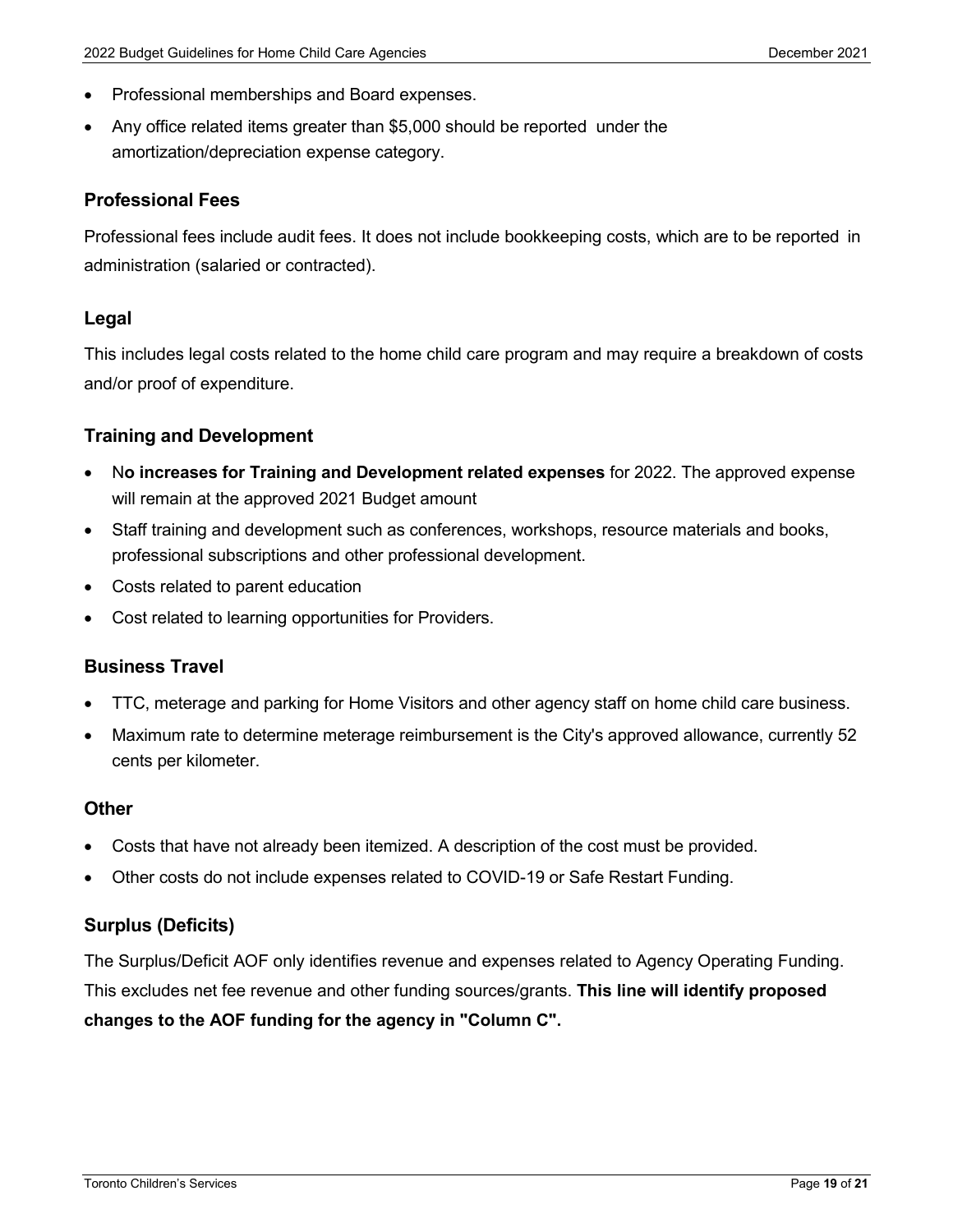- Professional memberships and Board expenses.
- Any office related items greater than $5,000 should be reported under the amortization/depreciation expense category.

### Professional Fees

Professional fees include audit fees. It does not include bookkeeping costs, which are to be reported in administration (salaried or contracted).

### Legal

This includes legal costs related to the home child care program and may require a breakdown of costs and/or proof of expenditure.

### Training and Development

- N**o increases for Training and Development related expenses** for 2022. The approved expense will remain at the approved 2021 Budget amount
- Staff training and development such as conferences, workshops, resource materials and books, professional subscriptions and other professional development.
- Costs related to parent education
- Cost related to learning opportunities for Providers.

### Business Travel

- TTC, meterage and parking for Home Visitors and other agency staff on home child care business.
- Maximum rate to determine meterage reimbursement is the City's approved allowance, currently 52 cents per kilometer.

### Other

- Costs that have not already been itemized. A description of the cost must be provided.
- Other costs do not include expenses related to COVID-19 or Safe Restart Funding.

### Surplus (Deficits)

The Surplus/Deficit AOF only identifies revenue and expenses related to Agency Operating Funding. This excludes net fee revenue and other funding sources/grants. **This line will identify proposed changes to the AOF funding for the agency in "Column C".**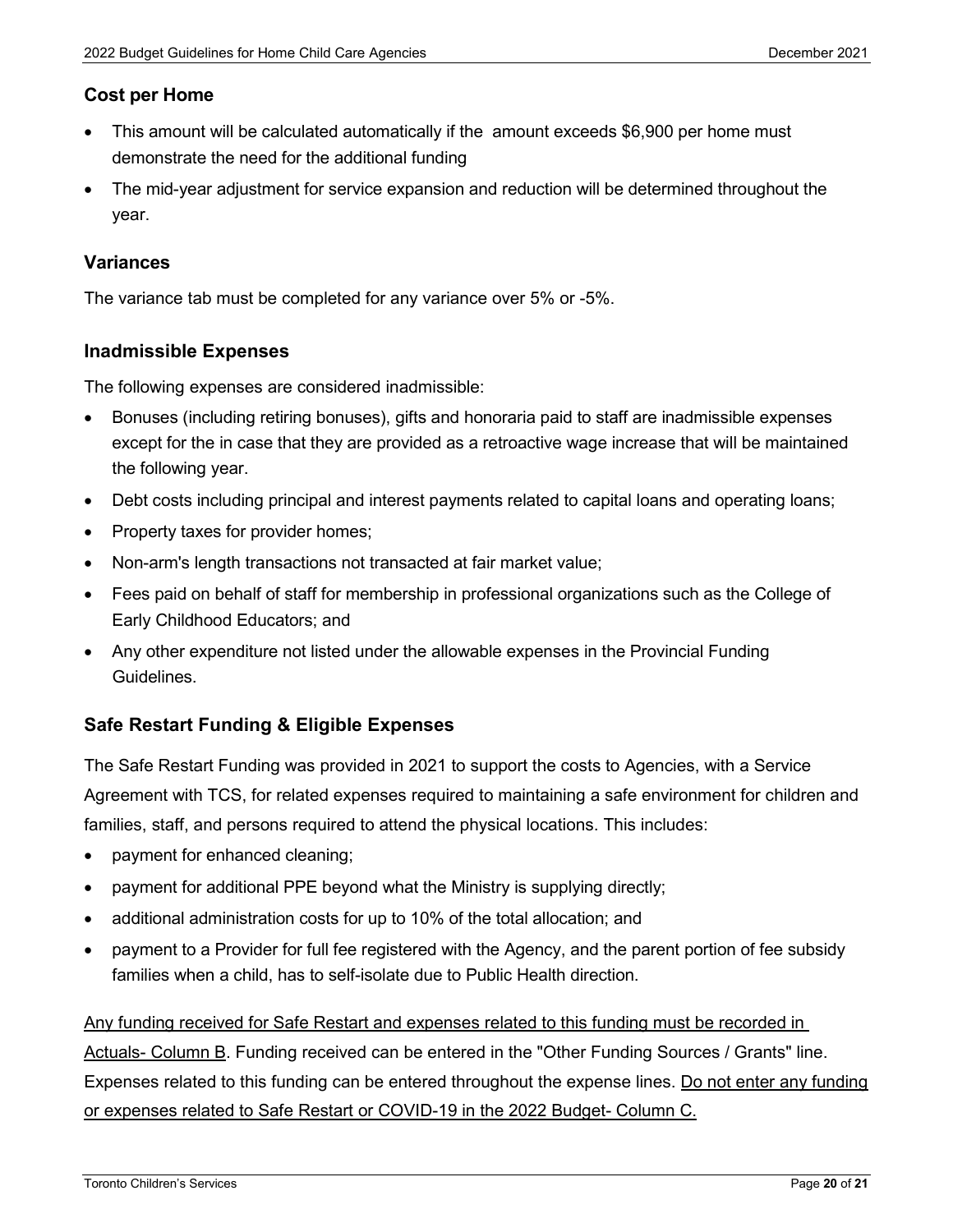## Cost per Home

- This amount will be calculated automatically if the  amount exceeds $6,900 per home must demonstrate the need for the additional funding
- The mid-year adjustment for service expansion and reduction will be determined throughout the year.

## Variances

The variance tab must be completed for any variance over 5% or -5%.

## Inadmissible Expenses

The following expenses are considered inadmissible:

- Bonuses (including retiring bonuses), gifts and honoraria paid to staff are inadmissible expenses except for the in case that they are provided as a retroactive wage increase that will be maintained the following year.
- Debt costs including principal and interest payments related to capital loans and operating loans;
- Property taxes for provider homes;
- Non-arm's length transactions not transacted at fair market value;
- Fees paid on behalf of staff for membership in professional organizations such as the College of Early Childhood Educators; and
- Any other expenditure not listed under the allowable expenses in the Provincial Funding Guidelines.

## Safe Restart Funding & Eligible Expenses

The Safe Restart Funding was provided in 2021 to support the costs to Agencies, with a Service Agreement with TCS, for related expenses required to maintaining a safe environment for children and families, staff, and persons required to attend the physical locations. This includes:

- payment for enhanced cleaning;
- payment for additional PPE beyond what the Ministry is supplying directly;
- additional administration costs for up to 10% of the total allocation; and
- payment to a Provider for full fee registered with the Agency, and the parent portion of fee subsidy families when a child, has to self-isolate due to Public Health direction.

<u>Any funding received for Safe Restart and expenses related to this funding must be recorded in Actuals- Column B</u>. Funding received can be entered in the "Other Funding Sources / Grants" line. Expenses related to this funding can be entered throughout the expense lines. <u>Do not enter any funding or expenses related to Safe Restart or COVID-19 in the 2022 Budget- Column C.</u>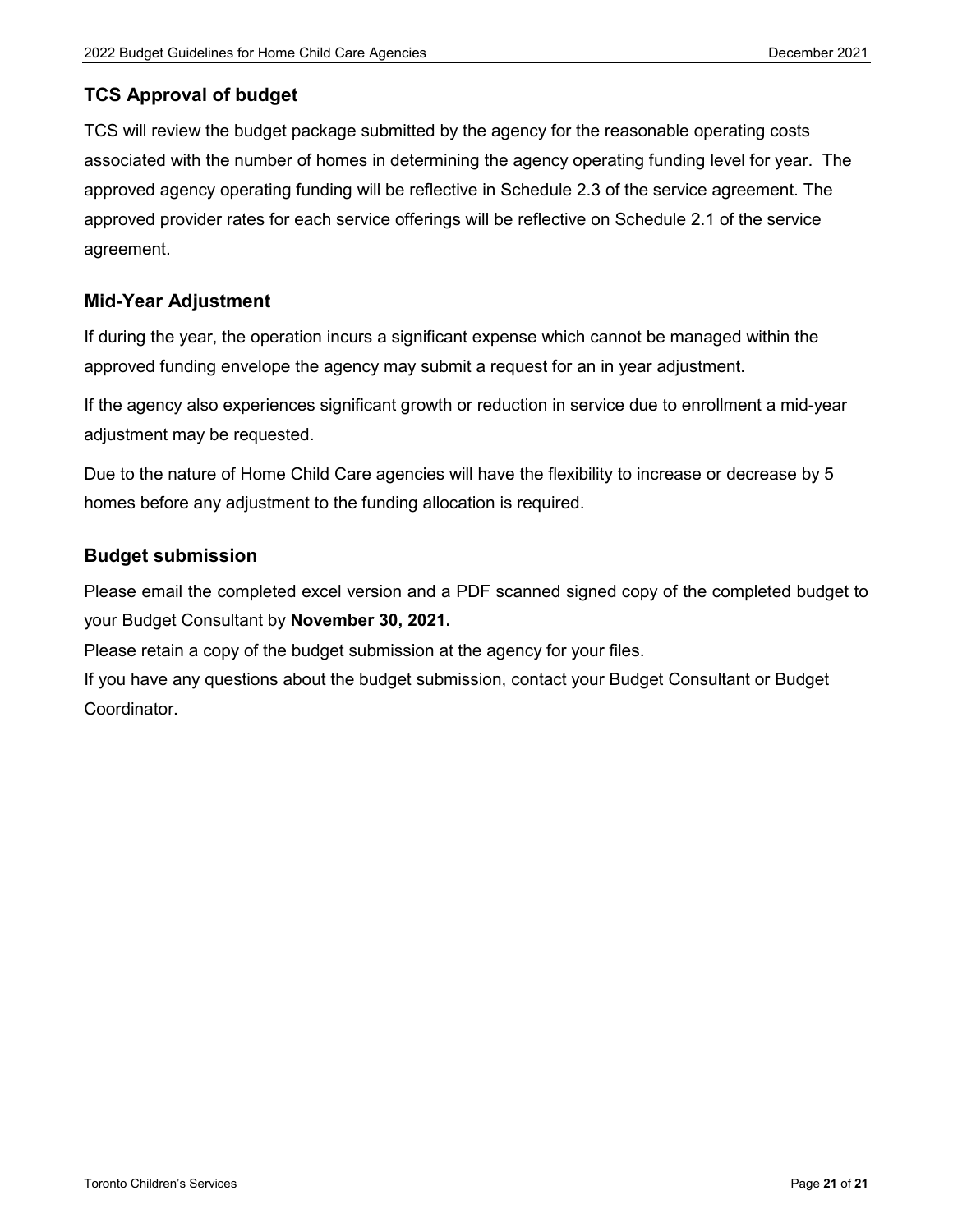## TCS Approval of budget

TCS will review the budget package submitted by the agency for the reasonable operating costs associated with the number of homes in determining the agency operating funding level for year. The approved agency operating funding will be reflective in Schedule 2.3 of the service agreement. The approved provider rates for each service offerings will be reflective on Schedule 2.1 of the service agreement.

## Mid-Year Adjustment

If during the year, the operation incurs a significant expense which cannot be managed within the approved funding envelope the agency may submit a request for an in year adjustment.

If the agency also experiences significant growth or reduction in service due to enrollment a mid-year adjustment may be requested.

Due to the nature of Home Child Care agencies will have the flexibility to increase or decrease by 5 homes before any adjustment to the funding allocation is required.

## Budget submission

Please email the completed excel version and a PDF scanned signed copy of the completed budget to your Budget Consultant by **November 30, 2021.**

Please retain a copy of the budget submission at the agency for your files.

If you have any questions about the budget submission, contact your Budget Consultant or Budget Coordinator.